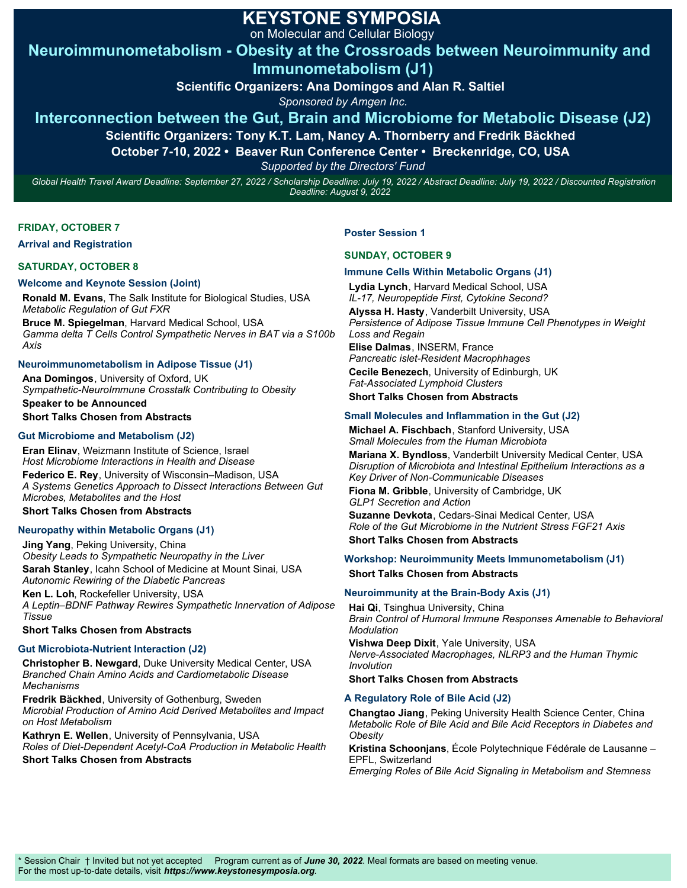# KEYSTONE SYMPOSIA

on Molecular and Cellular Biology

## Neuroimmunometabolism - Obesity at the Crossroads between Neuroimmunity and Immunometabolism (J1)

**Scientific Organizers: Ana Domingos and Alan R. Saltiel**

*Sponsored by Amgen Inc.*

## Interconnection between the Gut, Brain and Microbiome for Metabolic Disease (J2)

**Scientific Organizers: Tony K.T. Lam, Nancy A. Thornberry and Fredrik Bäckhed**

**October 7-10, 2022 • Beaver Run Conference Center • Breckenridge, CO, USA**

*Supported by the Directors' Fund*

*Global Health Travel Award Deadline: September 27, 2022 / Scholarship Deadline: July 19, 2022 / Abstract Deadline: July 19, 2022 / Discounted Registration Deadline: August 9, 2022*

### FRIDAY, OCTOBER 7

**Arrival and Registration**

### SATURDAY, OCTOBER 8

**Welcome and Keynote Session (Joint)**

**Ronald M. Evans**, The Salk Institute for Biological Studies, USA
*Metabolic Regulation of Gut FXR*

**Bruce M. Spiegelman**, Harvard Medical School, USA
*Gamma delta T Cells Control Sympathetic Nerves in BAT via a S100b Axis*

**Neuroimmunometabolism in Adipose Tissue (J1)**

**Ana Domingos**, University of Oxford, UK
*Sympathetic-NeuroImmune Crosstalk Contributing to Obesity*

**Speaker to be Announced**

**Short Talks Chosen from Abstracts**

**Gut Microbiome and Metabolism (J2)**

**Eran Elinav**, Weizmann Institute of Science, Israel
*Host Microbiome Interactions in Health and Disease*

**Federico E. Rey**, University of Wisconsin–Madison, USA
*A Systems Genetics Approach to Dissect Interactions Between Gut Microbes, Metabolites and the Host*

**Short Talks Chosen from Abstracts**

**Neuropathy within Metabolic Organs (J1)**

**Jing Yang**, Peking University, China
*Obesity Leads to Sympathetic Neuropathy in the Liver*

**Sarah Stanley**, Icahn School of Medicine at Mount Sinai, USA
*Autonomic Rewiring of the Diabetic Pancreas*

**Ken L. Loh**, Rockefeller University, USA
*A Leptin–BDNF Pathway Rewires Sympathetic Innervation of Adipose Tissue*

**Short Talks Chosen from Abstracts**

**Gut Microbiota-Nutrient Interaction (J2)**

**Christopher B. Newgard**, Duke University Medical Center, USA
*Branched Chain Amino Acids and Cardiometabolic Disease Mechanisms*

**Fredrik Bäckhed**, University of Gothenburg, Sweden
*Microbial Production of Amino Acid Derived Metabolites and Impact on Host Metabolism*

**Kathryn E. Wellen**, University of Pennsylvania, USA
*Roles of Diet-Dependent Acetyl-CoA Production in Metabolic Health*

**Short Talks Chosen from Abstracts**

**Poster Session 1**

### SUNDAY, OCTOBER 9

**Immune Cells Within Metabolic Organs (J1)**

**Lydia Lynch**, Harvard Medical School, USA
*IL-17, Neuropeptide First, Cytokine Second?*

**Alyssa H. Hasty**, Vanderbilt University, USA
*Persistence of Adipose Tissue Immune Cell Phenotypes in Weight Loss and Regain*

**Elise Dalmas**, INSERM, France
*Pancreatic islet-Resident Macrophhages*

**Cecile Benezech**, University of Edinburgh, UK
*Fat-Associated Lymphoid Clusters*

**Short Talks Chosen from Abstracts**

**Small Molecules and Inflammation in the Gut (J2)**

**Michael A. Fischbach**, Stanford University, USA
*Small Molecules from the Human Microbiota*

**Mariana X. Byndloss**, Vanderbilt University Medical Center, USA
*Disruption of Microbiota and Intestinal Epithelium Interactions as a Key Driver of Non-Communicable Diseases*

**Fiona M. Gribble**, University of Cambridge, UK
*GLP1 Secretion and Action*

**Suzanne Devkota**, Cedars-Sinai Medical Center, USA
*Role of the Gut Microbiome in the Nutrient Stress FGF21 Axis*

**Short Talks Chosen from Abstracts**

**Workshop: Neuroimmunity Meets Immunometabolism (J1)**

**Short Talks Chosen from Abstracts**

**Neuroimmunity at the Brain-Body Axis (J1)**

**Hai Qi**, Tsinghua University, China
*Brain Control of Humoral Immune Responses Amenable to Behavioral Modulation*

**Vishwa Deep Dixit**, Yale University, USA
*Nerve-Associated Macrophages, NLRP3 and the Human Thymic Involution*

**Short Talks Chosen from Abstracts**

**A Regulatory Role of Bile Acid (J2)**

**Changtao Jiang**, Peking University Health Science Center, China
*Metabolic Role of Bile Acid and Bile Acid Receptors in Diabetes and Obesity*

**Kristina Schoonjans**, École Polytechnique Fédérale de Lausanne – EPFL, Switzerland
*Emerging Roles of Bile Acid Signaling in Metabolism and Stemness*

\* Session Chair † Invited but not yet accepted Program current as of ***June 30, 2022***. Meal formats are based on meeting venue.
For the most up-to-date details, visit ***https://www.keystonesymposia.org***.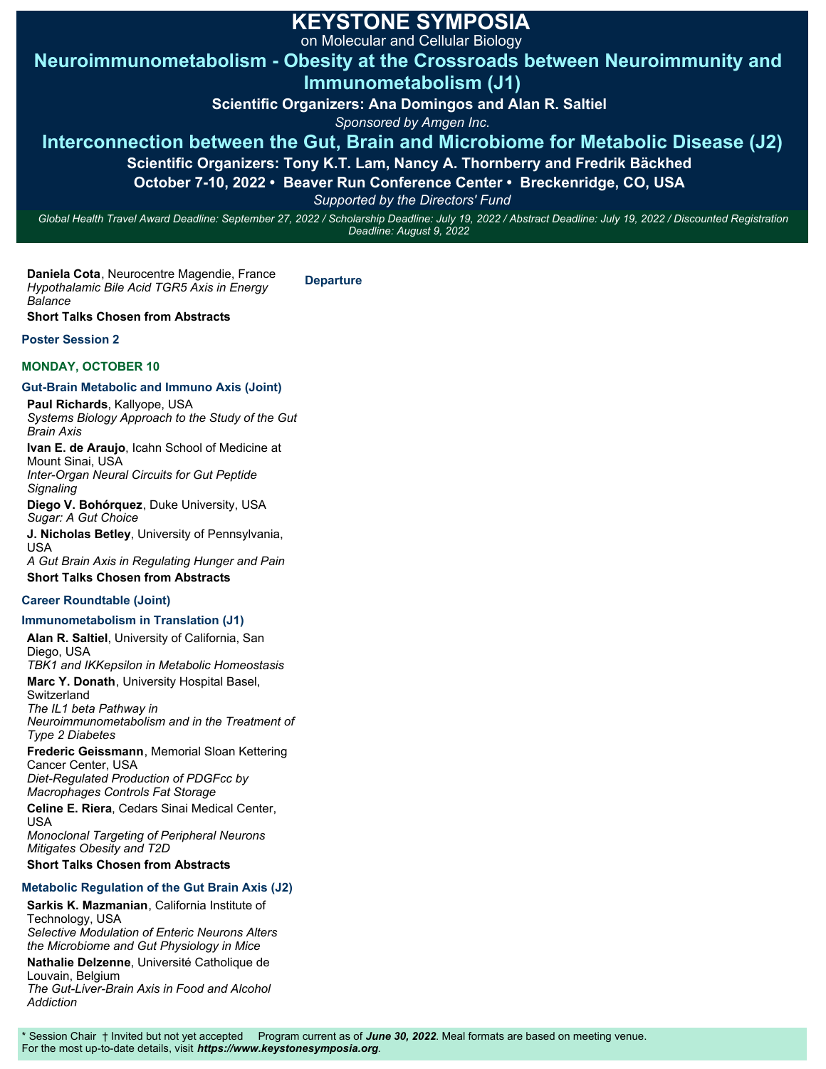# KEYSTONE SYMPOSIA

on Molecular and Cellular Biology

## Neuroimmunometabolism - Obesity at the Crossroads between Neuroimmunity and Immunometabolism (J1)

**Scientific Organizers: Ana Domingos and Alan R. Saltiel**

*Sponsored by Amgen Inc.*

## Interconnection between the Gut, Brain and Microbiome for Metabolic Disease (J2)

**Scientific Organizers: Tony K.T. Lam, Nancy A. Thornberry and Fredrik Bäckhed**

**October 7-10, 2022 • Beaver Run Conference Center • Breckenridge, CO, USA**

*Supported by the Directors' Fund*

*Global Health Travel Award Deadline: September 27, 2022 / Scholarship Deadline: July 19, 2022 / Abstract Deadline: July 19, 2022 / Discounted Registration Deadline: August 9, 2022*

**Daniela Cota**, Neurocentre Magendie, France
*Hypothalamic Bile Acid TGR5 Axis in Energy Balance*

**Short Talks Chosen from Abstracts**

### Poster Session 2

### MONDAY, OCTOBER 10

### Gut-Brain Metabolic and Immuno Axis (Joint)

**Paul Richards**, Kallyope, USA
*Systems Biology Approach to the Study of the Gut Brain Axis*

**Ivan E. de Araujo**, Icahn School of Medicine at Mount Sinai, USA
*Inter-Organ Neural Circuits for Gut Peptide Signaling*

**Diego V. Bohórquez**, Duke University, USA
*Sugar: A Gut Choice*

**J. Nicholas Betley**, University of Pennsylvania, USA
*A Gut Brain Axis in Regulating Hunger and Pain*

**Short Talks Chosen from Abstracts**

### Career Roundtable (Joint)

### Immunometabolism in Translation (J1)

**Alan R. Saltiel**, University of California, San Diego, USA
*TBK1 and IKKepsilon in Metabolic Homeostasis*

**Marc Y. Donath**, University Hospital Basel, Switzerland
*The IL1 beta Pathway in Neuroimmunometabolism and in the Treatment of Type 2 Diabetes*

**Frederic Geissmann**, Memorial Sloan Kettering Cancer Center, USA
*Diet-Regulated Production of PDGFcc by Macrophages Controls Fat Storage*

**Celine E. Riera**, Cedars Sinai Medical Center, USA
*Monoclonal Targeting of Peripheral Neurons Mitigates Obesity and T2D*

**Short Talks Chosen from Abstracts**

### Metabolic Regulation of the Gut Brain Axis (J2)

**Sarkis K. Mazmanian**, California Institute of Technology, USA
*Selective Modulation of Enteric Neurons Alters the Microbiome and Gut Physiology in Mice*

**Nathalie Delzenne**, Université Catholique de Louvain, Belgium
*The Gut-Liver-Brain Axis in Food and Alcohol Addiction*

### Departure

\* Session Chair † Invited but not yet accepted Program current as of ***June 30, 2022***. Meal formats are based on meeting venue.
For the most up-to-date details, visit ***https://www.keystonesymposia.org***.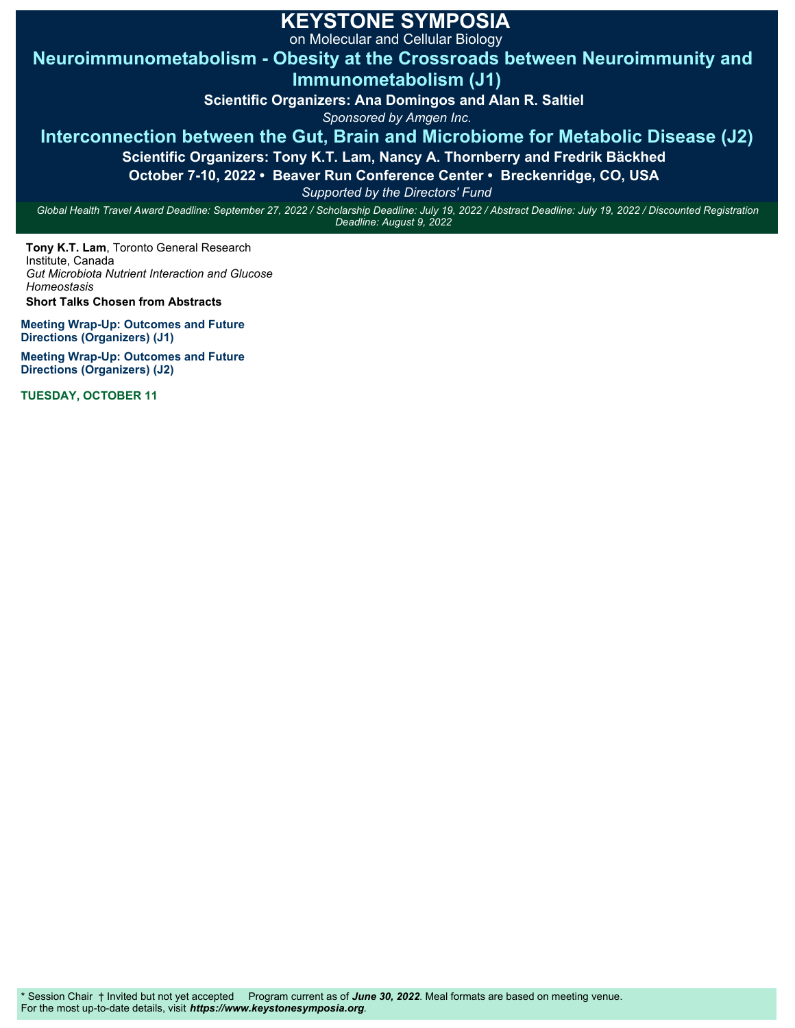# KEYSTONE SYMPOSIA

on Molecular and Cellular Biology

## Neuroimmunometabolism - Obesity at the Crossroads between Neuroimmunity and Immunometabolism (J1)

**Scientific Organizers: Ana Domingos and Alan R. Saltiel**

*Sponsored by Amgen Inc.*

## Interconnection between the Gut, Brain and Microbiome for Metabolic Disease (J2)

**Scientific Organizers: Tony K.T. Lam, Nancy A. Thornberry and Fredrik Bäckhed**

**October 7-10, 2022 • Beaver Run Conference Center • Breckenridge, CO, USA**

*Supported by the Directors' Fund*

*Global Health Travel Award Deadline: September 27, 2022 / Scholarship Deadline: July 19, 2022 / Abstract Deadline: July 19, 2022 / Discounted Registration Deadline: August 9, 2022*

**Tony K.T. Lam**, Toronto General Research Institute, Canada
*Gut Microbiota Nutrient Interaction and Glucose Homeostasis*

**Short Talks Chosen from Abstracts**

**Meeting Wrap-Up: Outcomes and Future Directions (Organizers) (J1)**

**Meeting Wrap-Up: Outcomes and Future Directions (Organizers) (J2)**

**TUESDAY, OCTOBER 11**

\* Session Chair † Invited but not yet accepted Program current as of ***June 30, 2022***. Meal formats are based on meeting venue.
For the most up-to-date details, visit ***https://www.keystonesymposia.org***.